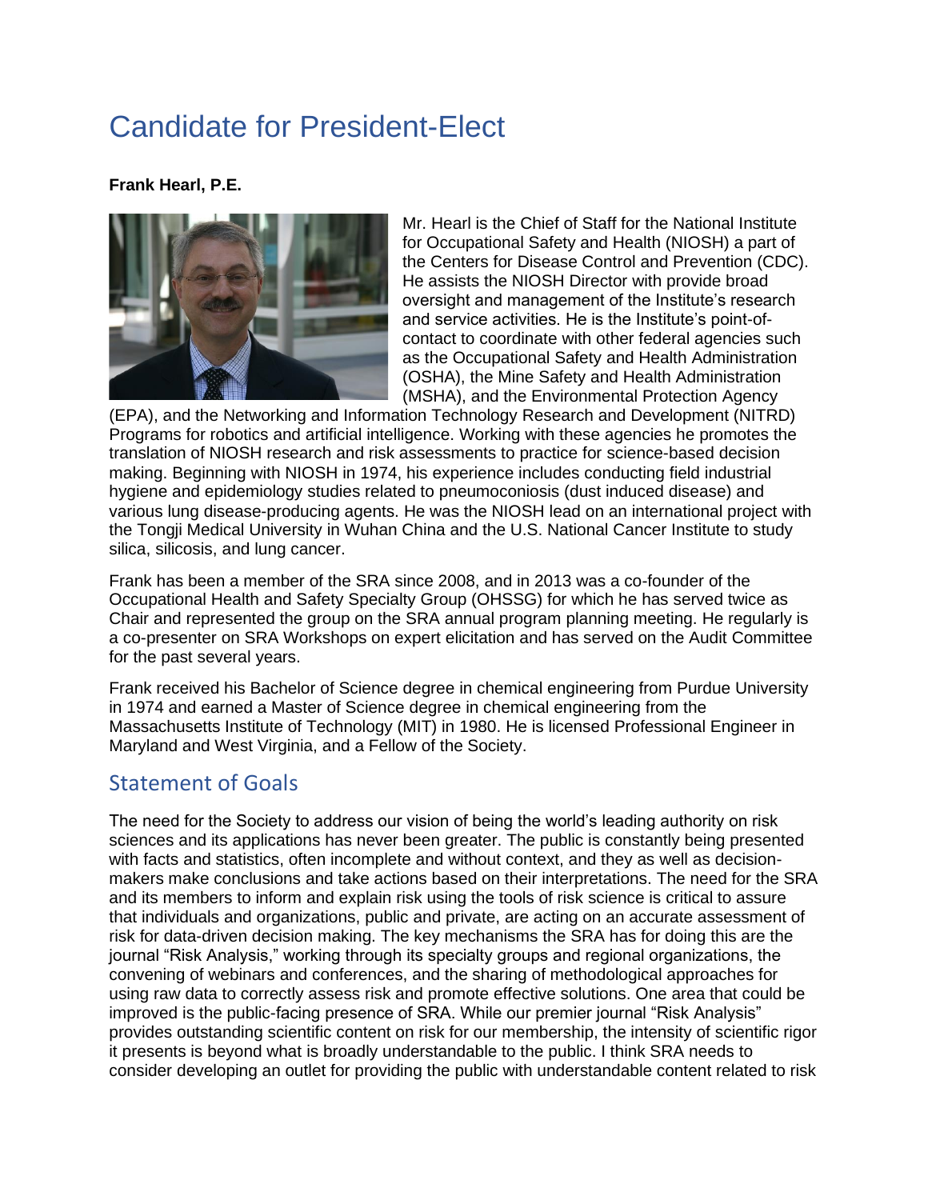# Candidate for President-Elect

**Frank Hearl, P.E.**

Mr. Hearl is the Chief of Staff for the National Institute for Occupational Safety and Health (NIOSH) a part of the Centers for Disease Control and Prevention (CDC). He assists the NIOSH Director with provide broad oversight and management of the Institute's research and service activities. He is the Institute's point-of-contact to coordinate with other federal agencies such as the Occupational Safety and Health Administration (OSHA), the Mine Safety and Health Administration (MSHA), and the Environmental Protection Agency (EPA), and the Networking and Information Technology Research and Development (NITRD) Programs for robotics and artificial intelligence. Working with these agencies he promotes the translation of NIOSH research and risk assessments to practice for science-based decision making. Beginning with NIOSH in 1974, his experience includes conducting field industrial hygiene and epidemiology studies related to pneumoconiosis (dust induced disease) and various lung disease-producing agents. He was the NIOSH lead on an international project with the Tongji Medical University in Wuhan China and the U.S. National Cancer Institute to study silica, silicosis, and lung cancer.

Frank has been a member of the SRA since 2008, and in 2013 was a co-founder of the Occupational Health and Safety Specialty Group (OHSSG) for which he has served twice as Chair and represented the group on the SRA annual program planning meeting. He regularly is a co-presenter on SRA Workshops on expert elicitation and has served on the Audit Committee for the past several years.

Frank received his Bachelor of Science degree in chemical engineering from Purdue University in 1974 and earned a Master of Science degree in chemical engineering from the Massachusetts Institute of Technology (MIT) in 1980. He is licensed Professional Engineer in Maryland and West Virginia, and a Fellow of the Society.

## Statement of Goals

The need for the Society to address our vision of being the world's leading authority on risk sciences and its applications has never been greater. The public is constantly being presented with facts and statistics, often incomplete and without context, and they as well as decision-makers make conclusions and take actions based on their interpretations. The need for the SRA and its members to inform and explain risk using the tools of risk science is critical to assure that individuals and organizations, public and private, are acting on an accurate assessment of risk for data-driven decision making. The key mechanisms the SRA has for doing this are the journal "Risk Analysis," working through its specialty groups and regional organizations, the convening of webinars and conferences, and the sharing of methodological approaches for using raw data to correctly assess risk and promote effective solutions. One area that could be improved is the public-facing presence of SRA. While our premier journal "Risk Analysis" provides outstanding scientific content on risk for our membership, the intensity of scientific rigor it presents is beyond what is broadly understandable to the public. I think SRA needs to consider developing an outlet for providing the public with understandable content related to risk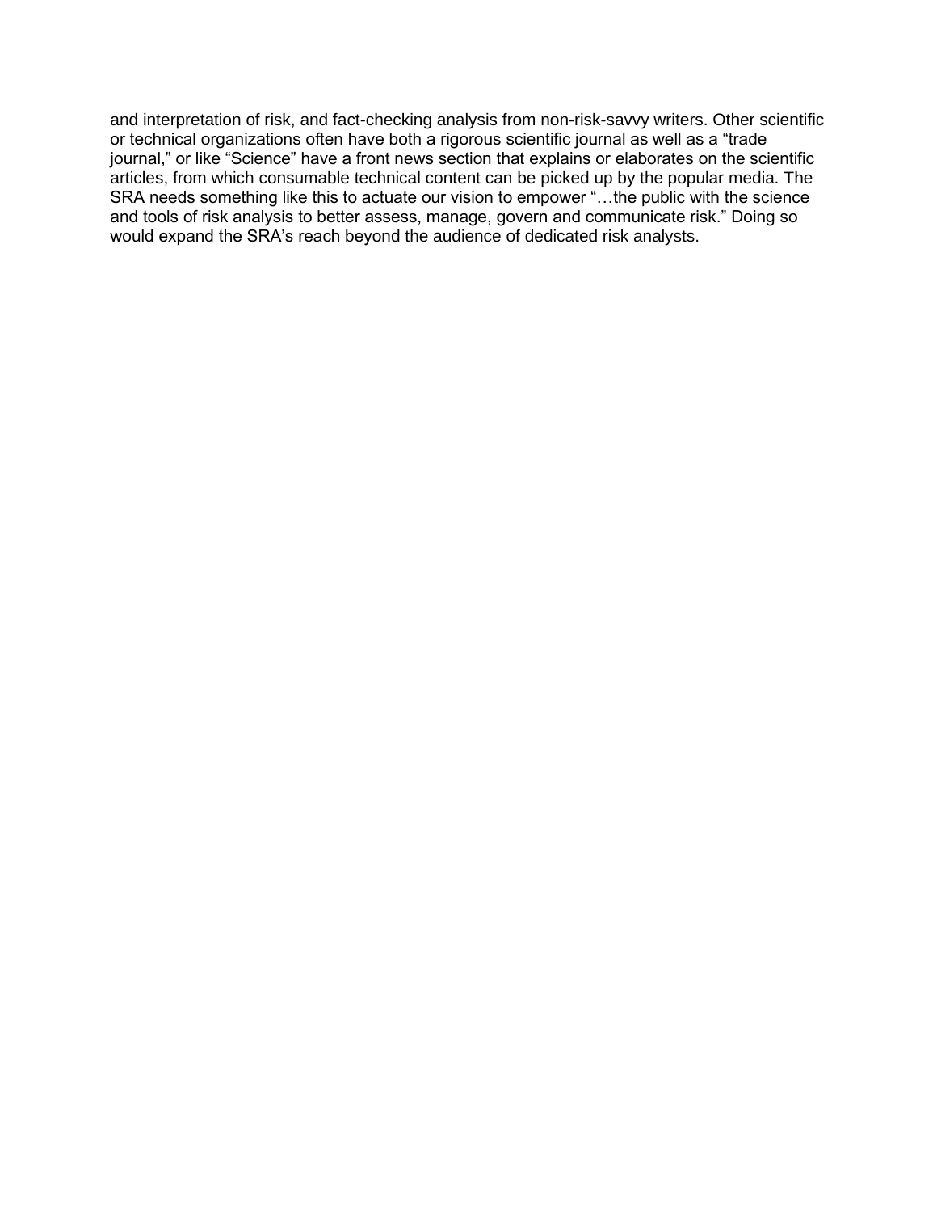and interpretation of risk, and fact-checking analysis from non-risk-savvy writers. Other scientific or technical organizations often have both a rigorous scientific journal as well as a "trade journal," or like "Science" have a front news section that explains or elaborates on the scientific articles, from which consumable technical content can be picked up by the popular media. The SRA needs something like this to actuate our vision to empower "…the public with the science and tools of risk analysis to better assess, manage, govern and communicate risk." Doing so would expand the SRA's reach beyond the audience of dedicated risk analysts.